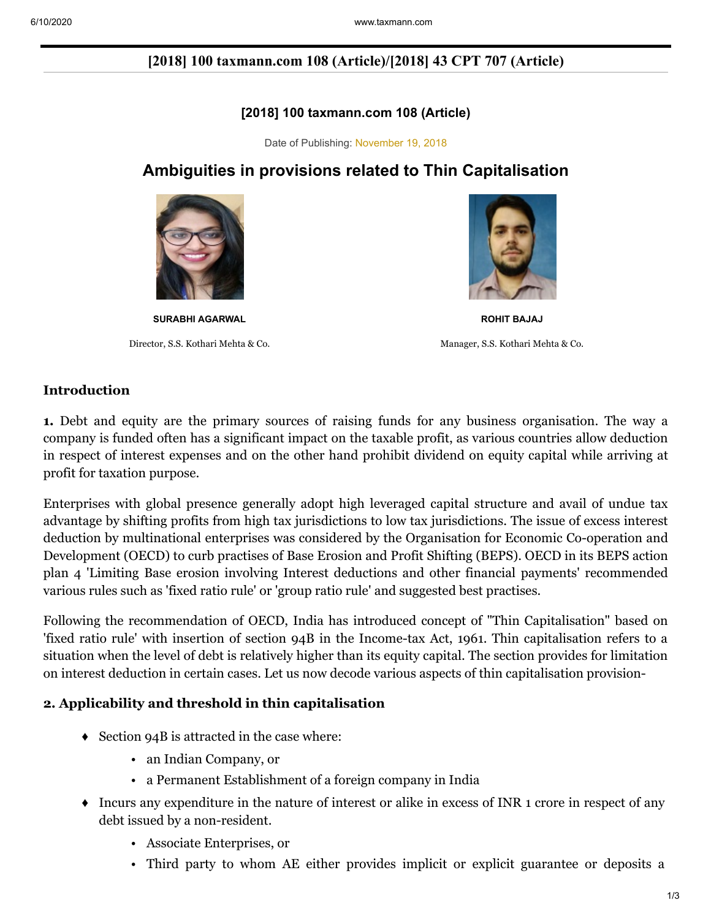**[2018] 100 taxmann.com 108 (Article)/[2018] 43 CPT 707 (Article)**

**[2018] 100 taxmann.com 108 (Article)**

Date of Publishing: November 19, 2018

# Ambiguities in provisions related to Thin Capitalisation

**SURABHI AGARWAL**

Director, S.S. Kothari Mehta & Co.

**ROHIT BAJAJ**

Manager, S.S. Kothari Mehta & Co.

## Introduction

**1.** Debt and equity are the primary sources of raising funds for any business organisation. The way a company is funded often has a significant impact on the taxable profit, as various countries allow deduction in respect of interest expenses and on the other hand prohibit dividend on equity capital while arriving at profit for taxation purpose.

Enterprises with global presence generally adopt high leveraged capital structure and avail of undue tax advantage by shifting profits from high tax jurisdictions to low tax jurisdictions. The issue of excess interest deduction by multinational enterprises was considered by the Organisation for Economic Co-operation and Development (OECD) to curb practises of Base Erosion and Profit Shifting (BEPS). OECD in its BEPS action plan 4 'Limiting Base erosion involving Interest deductions and other financial payments' recommended various rules such as 'fixed ratio rule' or 'group ratio rule' and suggested best practises.

Following the recommendation of OECD, India has introduced concept of "Thin Capitalisation" based on 'fixed ratio rule' with insertion of section 94B in the Income-tax Act, 1961. Thin capitalisation refers to a situation when the level of debt is relatively higher than its equity capital. The section provides for limitation on interest deduction in certain cases. Let us now decode various aspects of thin capitalisation provision-

## 2. Applicability and threshold in thin capitalisation

- Section 94B is attracted in the case where:
  - an Indian Company, or
  - a Permanent Establishment of a foreign company in India
- Incurs any expenditure in the nature of interest or alike in excess of INR 1 crore in respect of any debt issued by a non-resident.
  - Associate Enterprises, or
  - Third party to whom AE either provides implicit or explicit guarantee or deposits a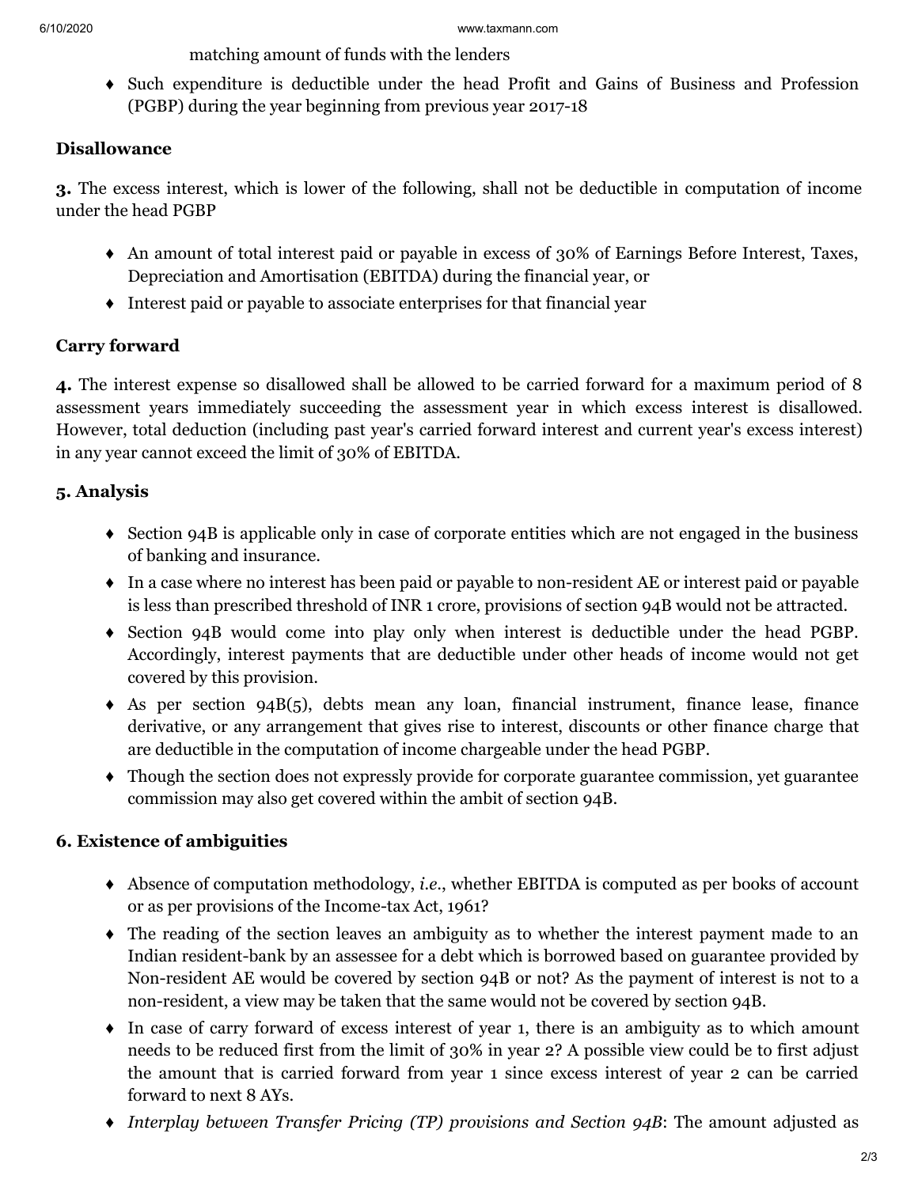matching amount of funds with the lenders

- Such expenditure is deductible under the head Profit and Gains of Business and Profession (PGBP) during the year beginning from previous year 2017-18

### Disallowance

**3.** The excess interest, which is lower of the following, shall not be deductible in computation of income under the head PGBP

- An amount of total interest paid or payable in excess of 30% of Earnings Before Interest, Taxes, Depreciation and Amortisation (EBITDA) during the financial year, or
- Interest paid or payable to associate enterprises for that financial year

### Carry forward

**4.** The interest expense so disallowed shall be allowed to be carried forward for a maximum period of 8 assessment years immediately succeeding the assessment year in which excess interest is disallowed. However, total deduction (including past year's carried forward interest and current year's excess interest) in any year cannot exceed the limit of 30% of EBITDA.

### 5. Analysis

- Section 94B is applicable only in case of corporate entities which are not engaged in the business of banking and insurance.
- In a case where no interest has been paid or payable to non-resident AE or interest paid or payable is less than prescribed threshold of INR 1 crore, provisions of section 94B would not be attracted.
- Section 94B would come into play only when interest is deductible under the head PGBP. Accordingly, interest payments that are deductible under other heads of income would not get covered by this provision.
- As per section 94B(5), debts mean any loan, financial instrument, finance lease, finance derivative, or any arrangement that gives rise to interest, discounts or other finance charge that are deductible in the computation of income chargeable under the head PGBP.
- Though the section does not expressly provide for corporate guarantee commission, yet guarantee commission may also get covered within the ambit of section 94B.

### 6. Existence of ambiguities

- Absence of computation methodology, *i.e.*, whether EBITDA is computed as per books of account or as per provisions of the Income-tax Act, 1961?
- The reading of the section leaves an ambiguity as to whether the interest payment made to an Indian resident-bank by an assessee for a debt which is borrowed based on guarantee provided by Non-resident AE would be covered by section 94B or not? As the payment of interest is not to a non-resident, a view may be taken that the same would not be covered by section 94B.
- In case of carry forward of excess interest of year 1, there is an ambiguity as to which amount needs to be reduced first from the limit of 30% in year 2? A possible view could be to first adjust the amount that is carried forward from year 1 since excess interest of year 2 can be carried forward to next 8 AYs.
- *Interplay between Transfer Pricing (TP) provisions and Section 94B*: The amount adjusted as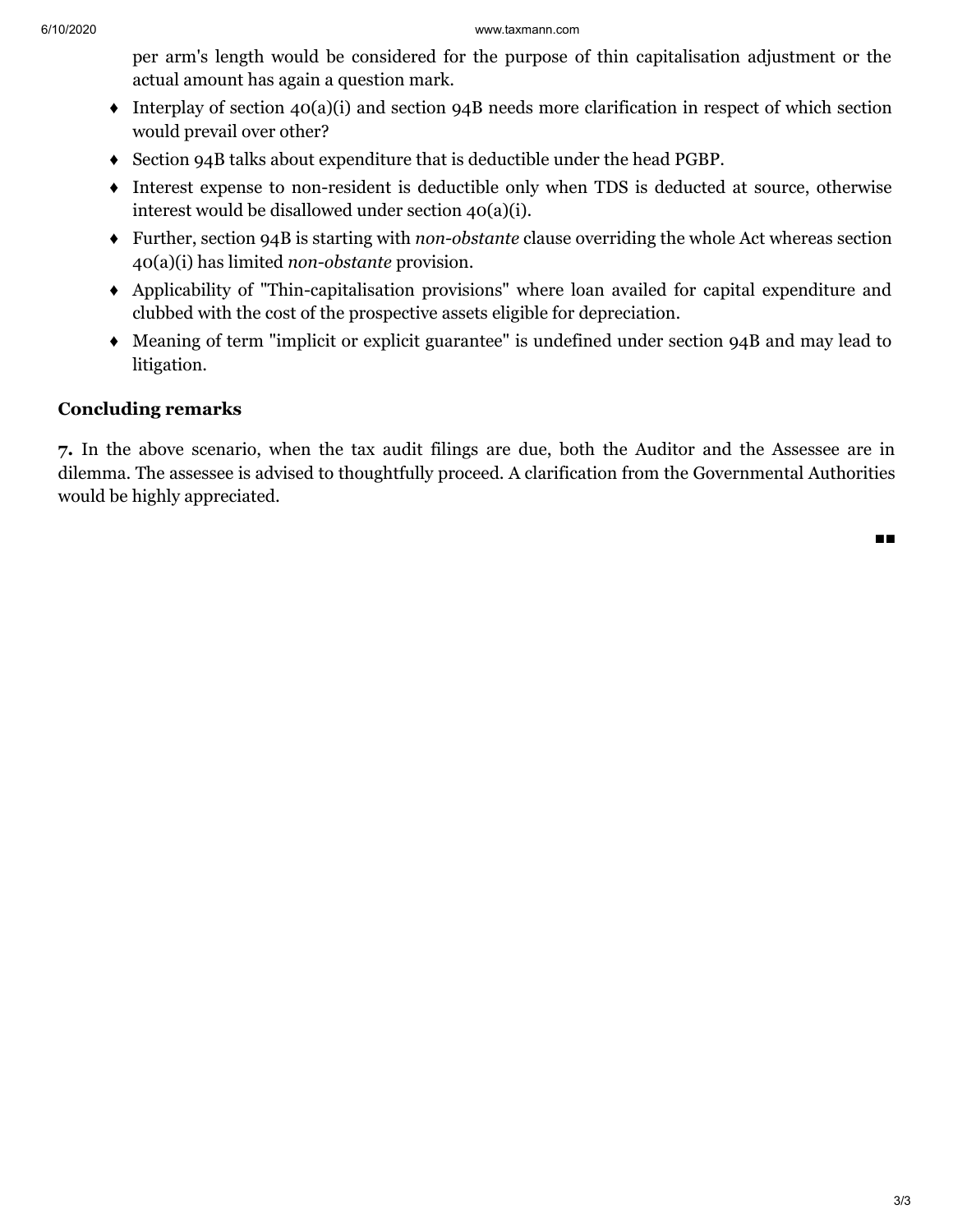per arm's length would be considered for the purpose of thin capitalisation adjustment or the actual amount has again a question mark.

- Interplay of section 40(a)(i) and section 94B needs more clarification in respect of which section would prevail over other?
- Section 94B talks about expenditure that is deductible under the head PGBP.
- Interest expense to non-resident is deductible only when TDS is deducted at source, otherwise interest would be disallowed under section 40(a)(i).
- Further, section 94B is starting with *non-obstante* clause overriding the whole Act whereas section 40(a)(i) has limited *non-obstante* provision.
- Applicability of "Thin-capitalisation provisions" where loan availed for capital expenditure and clubbed with the cost of the prospective assets eligible for depreciation.
- Meaning of term "implicit or explicit guarantee" is undefined under section 94B and may lead to litigation.

## Concluding remarks

**7.** In the above scenario, when the tax audit filings are due, both the Auditor and the Assessee are in dilemma. The assessee is advised to thoughtfully proceed. A clarification from the Governmental Authorities would be highly appreciated.

■■